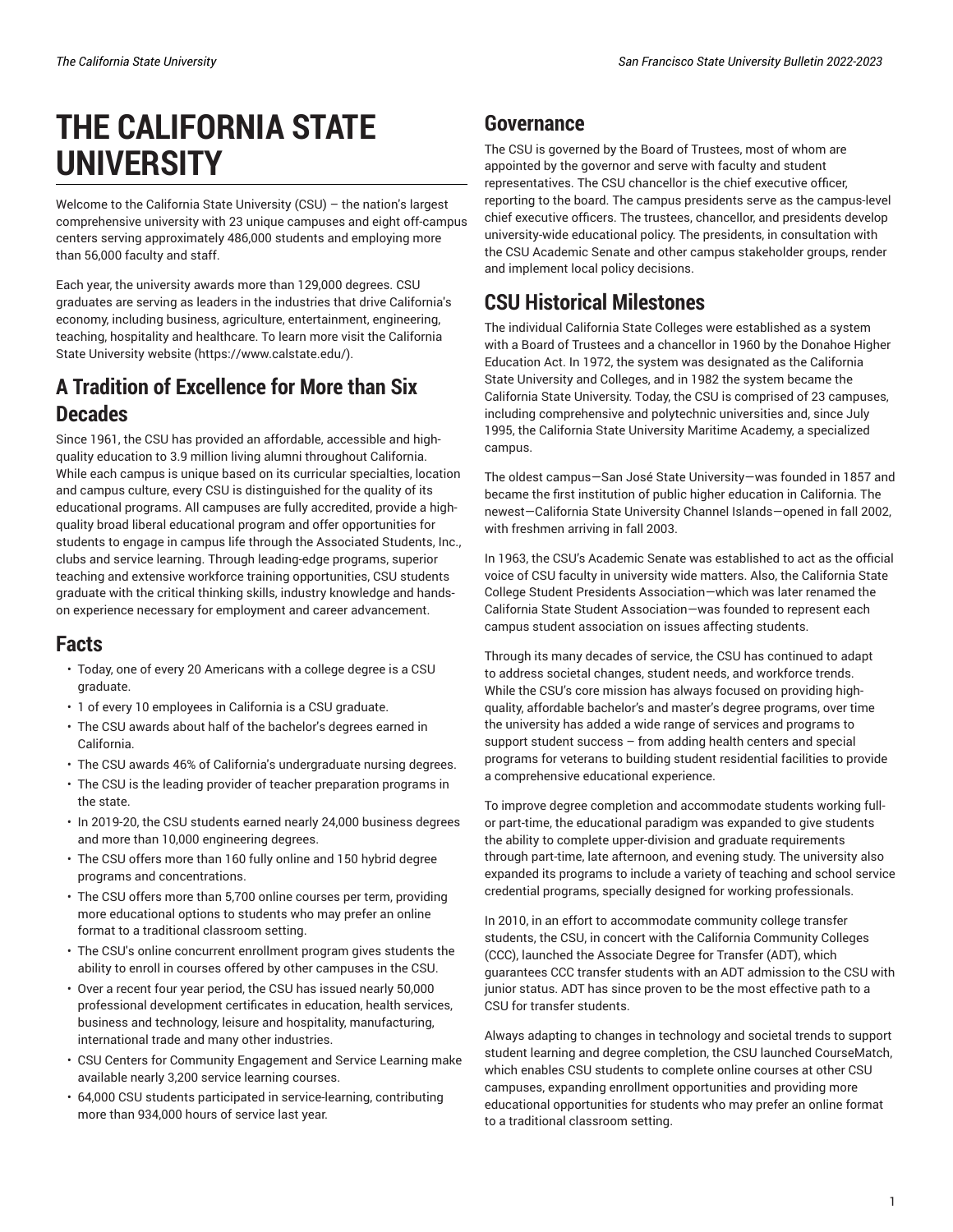# THE CALIFORNIA STATE UNIVERSITY

Welcome to the California State University (CSU) – the nation's largest comprehensive university with 23 unique campuses and eight off-campus centers serving approximately 486,000 students and employing more than 56,000 faculty and staff.

Each year, the university awards more than 129,000 degrees. CSU graduates are serving as leaders in the industries that drive California's economy, including business, agriculture, entertainment, engineering, teaching, hospitality and healthcare. To learn more visit the California State University website (https://www.calstate.edu/).

## A Tradition of Excellence for More than Six Decades

Since 1961, the CSU has provided an affordable, accessible and high-quality education to 3.9 million living alumni throughout California. While each campus is unique based on its curricular specialties, location and campus culture, every CSU is distinguished for the quality of its educational programs. All campuses are fully accredited, provide a high-quality broad liberal educational program and offer opportunities for students to engage in campus life through the Associated Students, Inc., clubs and service learning. Through leading-edge programs, superior teaching and extensive workforce training opportunities, CSU students graduate with the critical thinking skills, industry knowledge and hands-on experience necessary for employment and career advancement.

## Facts

- Today, one of every 20 Americans with a college degree is a CSU graduate.
- 1 of every 10 employees in California is a CSU graduate.
- The CSU awards about half of the bachelor's degrees earned in California.
- The CSU awards 46% of California's undergraduate nursing degrees.
- The CSU is the leading provider of teacher preparation programs in the state.
- In 2019-20, the CSU students earned nearly 24,000 business degrees and more than 10,000 engineering degrees.
- The CSU offers more than 160 fully online and 150 hybrid degree programs and concentrations.
- The CSU offers more than 5,700 online courses per term, providing more educational options to students who may prefer an online format to a traditional classroom setting.
- The CSU's online concurrent enrollment program gives students the ability to enroll in courses offered by other campuses in the CSU.
- Over a recent four year period, the CSU has issued nearly 50,000 professional development certificates in education, health services, business and technology, leisure and hospitality, manufacturing, international trade and many other industries.
- CSU Centers for Community Engagement and Service Learning make available nearly 3,200 service learning courses.
- 64,000 CSU students participated in service-learning, contributing more than 934,000 hours of service last year.

## Governance

The CSU is governed by the Board of Trustees, most of whom are appointed by the governor and serve with faculty and student representatives. The CSU chancellor is the chief executive officer, reporting to the board. The campus presidents serve as the campus-level chief executive officers. The trustees, chancellor, and presidents develop university-wide educational policy. The presidents, in consultation with the CSU Academic Senate and other campus stakeholder groups, render and implement local policy decisions.

## CSU Historical Milestones

The individual California State Colleges were established as a system with a Board of Trustees and a chancellor in 1960 by the Donahoe Higher Education Act. In 1972, the system was designated as the California State University and Colleges, and in 1982 the system became the California State University. Today, the CSU is comprised of 23 campuses, including comprehensive and polytechnic universities and, since July 1995, the California State University Maritime Academy, a specialized campus.

The oldest campus—San José State University—was founded in 1857 and became the first institution of public higher education in California. The newest—California State University Channel Islands—opened in fall 2002, with freshmen arriving in fall 2003.

In 1963, the CSU's Academic Senate was established to act as the official voice of CSU faculty in university wide matters. Also, the California State College Student Presidents Association—which was later renamed the California State Student Association—was founded to represent each campus student association on issues affecting students.

Through its many decades of service, the CSU has continued to adapt to address societal changes, student needs, and workforce trends. While the CSU's core mission has always focused on providing high-quality, affordable bachelor's and master's degree programs, over time the university has added a wide range of services and programs to support student success – from adding health centers and special programs for veterans to building student residential facilities to provide a comprehensive educational experience.

To improve degree completion and accommodate students working full- or part-time, the educational paradigm was expanded to give students the ability to complete upper-division and graduate requirements through part-time, late afternoon, and evening study. The university also expanded its programs to include a variety of teaching and school service credential programs, specially designed for working professionals.

In 2010, in an effort to accommodate community college transfer students, the CSU, in concert with the California Community Colleges (CCC), launched the Associate Degree for Transfer (ADT), which guarantees CCC transfer students with an ADT admission to the CSU with junior status. ADT has since proven to be the most effective path to a CSU for transfer students.

Always adapting to changes in technology and societal trends to support student learning and degree completion, the CSU launched CourseMatch, which enables CSU students to complete online courses at other CSU campuses, expanding enrollment opportunities and providing more educational opportunities for students who may prefer an online format to a traditional classroom setting.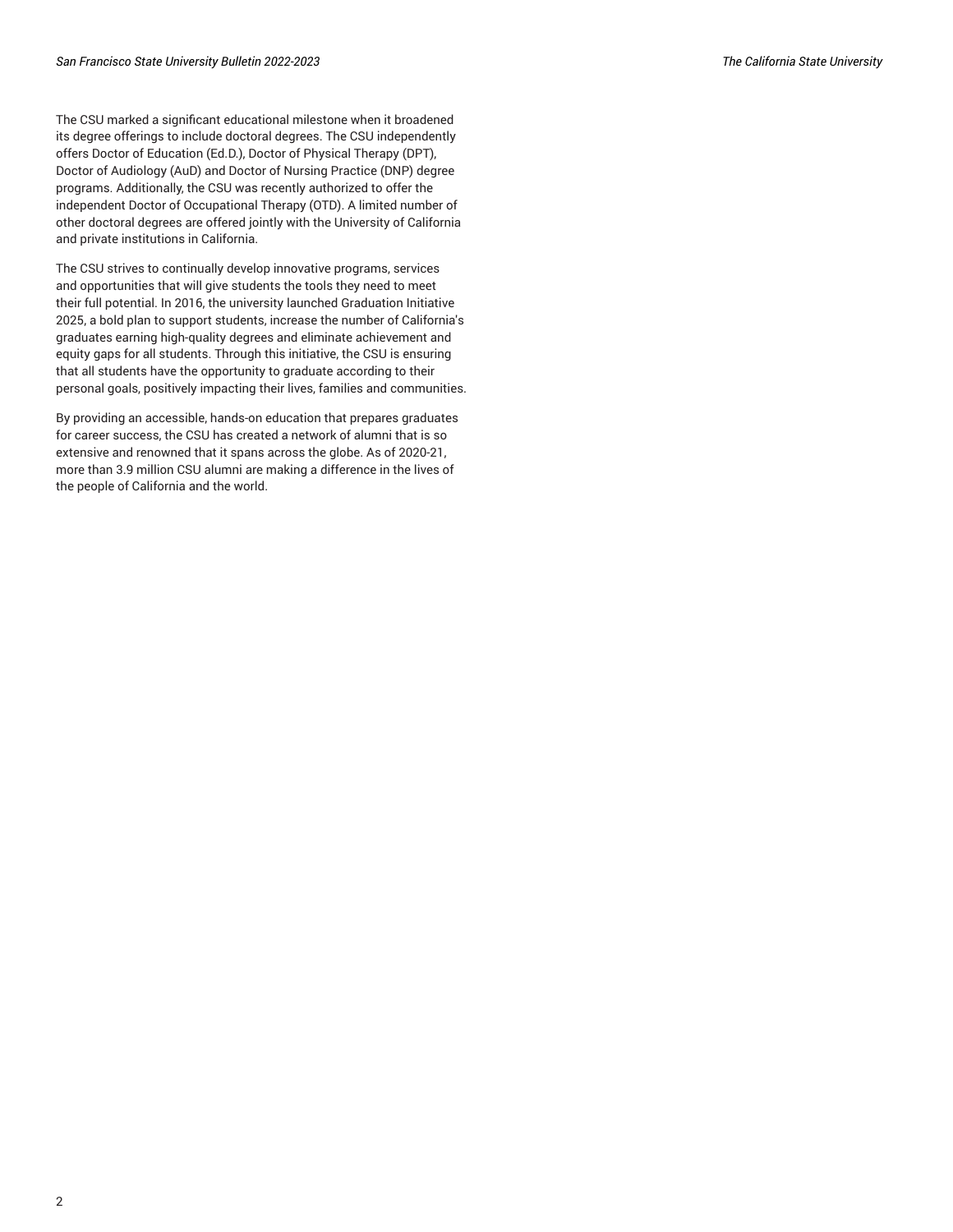The CSU marked a significant educational milestone when it broadened its degree offerings to include doctoral degrees. The CSU independently offers Doctor of Education (Ed.D.), Doctor of Physical Therapy (DPT), Doctor of Audiology (AuD) and Doctor of Nursing Practice (DNP) degree programs. Additionally, the CSU was recently authorized to offer the independent Doctor of Occupational Therapy (OTD). A limited number of other doctoral degrees are offered jointly with the University of California and private institutions in California.

The CSU strives to continually develop innovative programs, services and opportunities that will give students the tools they need to meet their full potential. In 2016, the university launched Graduation Initiative 2025, a bold plan to support students, increase the number of California's graduates earning high-quality degrees and eliminate achievement and equity gaps for all students. Through this initiative, the CSU is ensuring that all students have the opportunity to graduate according to their personal goals, positively impacting their lives, families and communities.

By providing an accessible, hands-on education that prepares graduates for career success, the CSU has created a network of alumni that is so extensive and renowned that it spans across the globe. As of 2020-21, more than 3.9 million CSU alumni are making a difference in the lives of the people of California and the world.